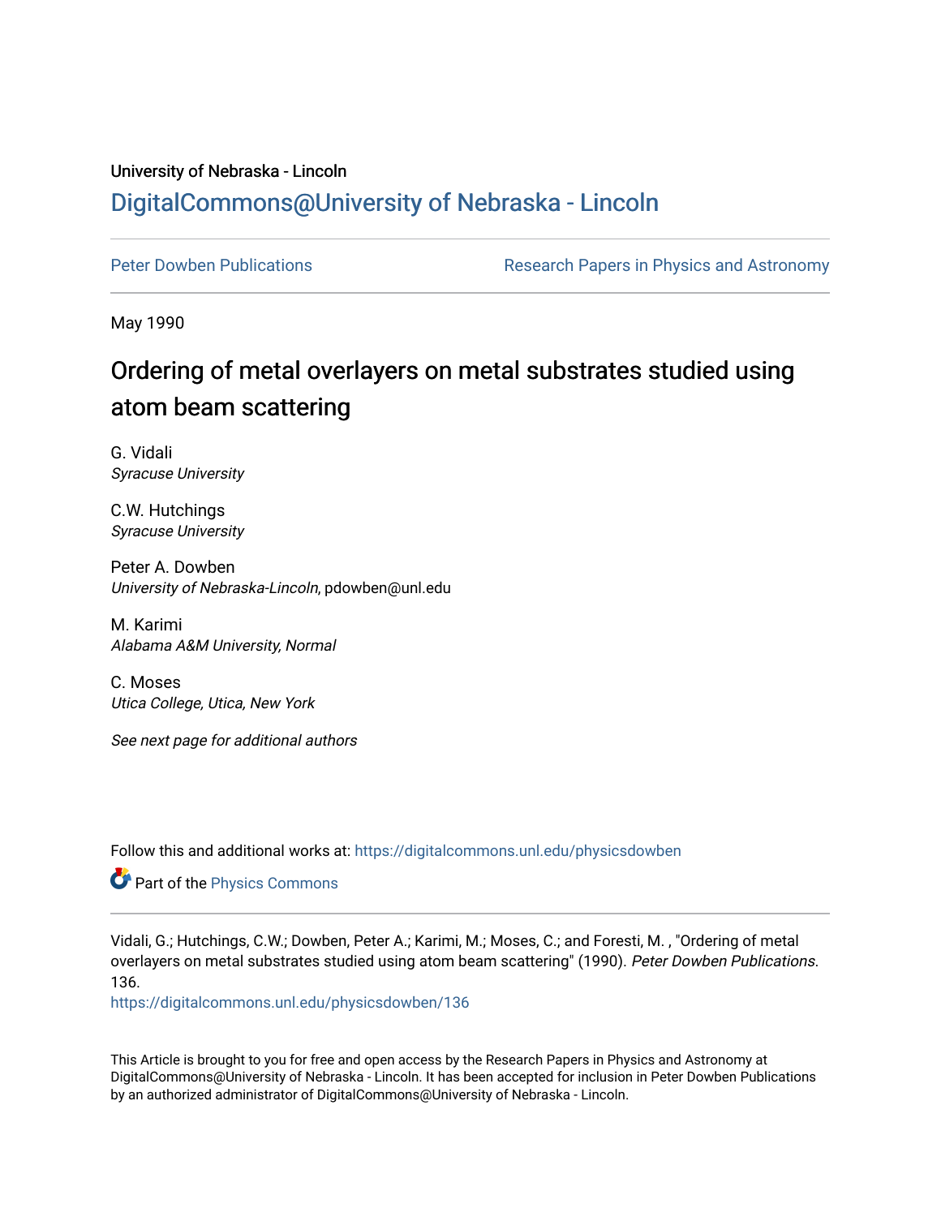University of Nebraska - Lincoln

## DigitalCommons@University of Nebraska - Lincoln

Peter Dowben Publications

Research Papers in Physics and Astronomy

May 1990

# Ordering of metal overlayers on metal substrates studied using atom beam scattering

G. Vidali
*Syracuse University*

C.W. Hutchings
*Syracuse University*

Peter A. Dowben
*University of Nebraska-Lincoln*, pdowben@unl.edu

M. Karimi
*Alabama A&M University, Normal*

C. Moses
*Utica College, Utica, New York*

*See next page for additional authors*

Follow this and additional works at: https://digitalcommons.unl.edu/physicsdowben

Part of the Physics Commons

Vidali, G.; Hutchings, C.W.; Dowben, Peter A.; Karimi, M.; Moses, C.; and Foresti, M. , "Ordering of metal overlayers on metal substrates studied using atom beam scattering" (1990). *Peter Dowben Publications*. 136.
https://digitalcommons.unl.edu/physicsdowben/136

This Article is brought to you for free and open access by the Research Papers in Physics and Astronomy at DigitalCommons@University of Nebraska - Lincoln. It has been accepted for inclusion in Peter Dowben Publications by an authorized administrator of DigitalCommons@University of Nebraska - Lincoln.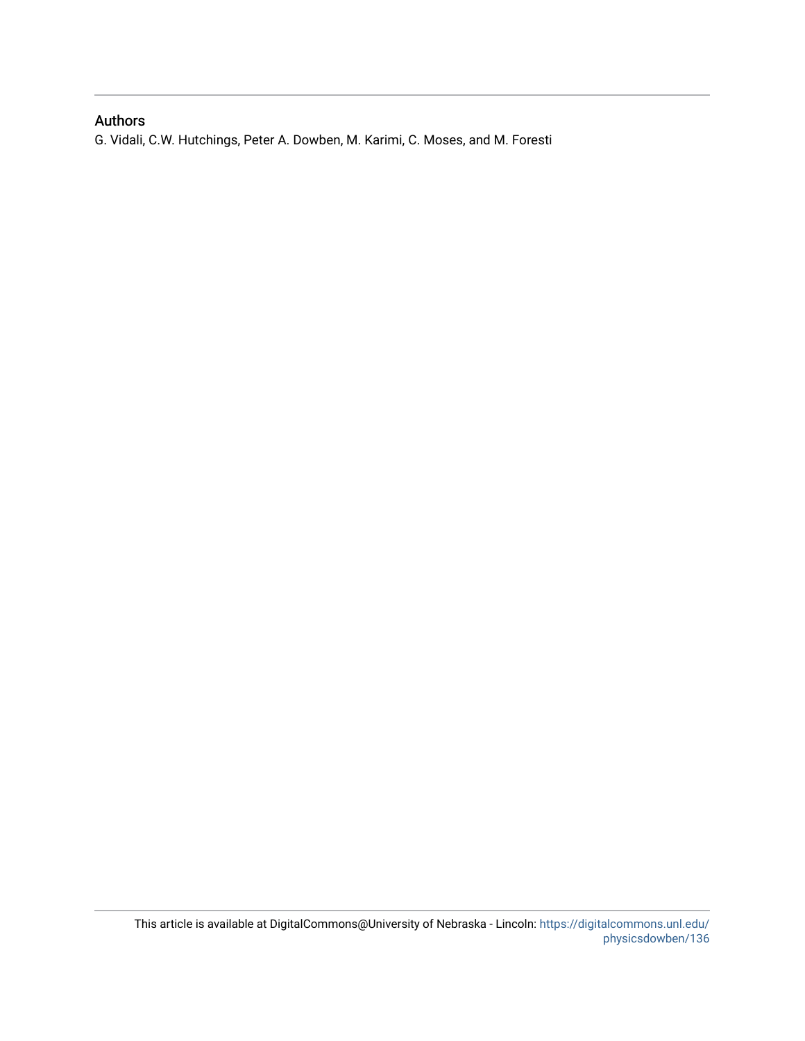## Authors

G. Vidali, C.W. Hutchings, Peter A. Dowben, M. Karimi, C. Moses, and M. Foresti

This article is available at DigitalCommons@University of Nebraska - Lincoln: https://digitalcommons.unl.edu/physicsdowben/136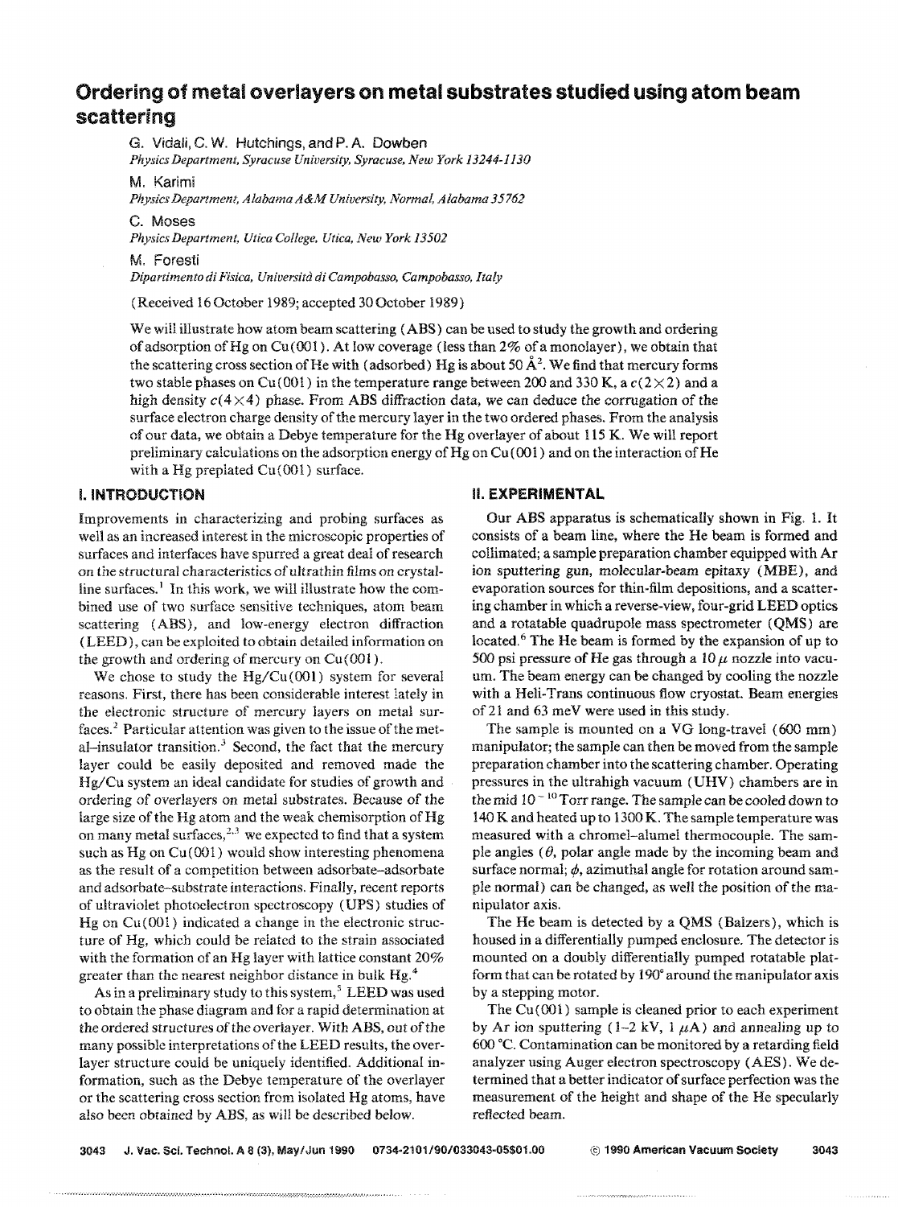# Ordering of metal overlayers on metal substrates studied using atom beam scattering

G. Vidali, C. W. Hutchings, and P. A. Dowben
*Physics Department, Syracuse University, Syracuse, New York 13244-1130*

M. Karimi
*Physics Department, Alabama A&M University, Normal, Alabama 35762*

C. Moses
*Physics Department, Utica College, Utica, New York 13502*

M. Foresti
*Dipartimento di Fisica, Università di Campobasso, Campobasso, Italy*

(Received 16 October 1989; accepted 30 October 1989)

We will illustrate how atom beam scattering (ABS) can be used to study the growth and ordering of adsorption of Hg on Cu(001). At low coverage (less than 2% of a monolayer), we obtain that the scattering cross section of He with (adsorbed) Hg is about 50 Å$^2$. We find that mercury forms two stable phases on Cu(001) in the temperature range between 200 and 330 K, a $c(2\times2)$ and a high density $c(4\times4)$ phase. From ABS diffraction data, we can deduce the corrugation of the surface electron charge density of the mercury layer in the two ordered phases. From the analysis of our data, we obtain a Debye temperature for the Hg overlayer of about 115 K. We will report preliminary calculations on the adsorption energy of Hg on Cu(001) and on the interaction of He with a Hg preplated Cu(001) surface.

## I. INTRODUCTION

Improvements in characterizing and probing surfaces as well as an increased interest in the microscopic properties of surfaces and interfaces have spurred a great deal of research on the structural characteristics of ultrathin films on crystalline surfaces.[1] In this work, we will illustrate how the combined use of two surface sensitive techniques, atom beam scattering (ABS), and low-energy electron diffraction (LEED), can be exploited to obtain detailed information on the growth and ordering of mercury on Cu(001).

We chose to study the Hg/Cu(001) system for several reasons. First, there has been considerable interest lately in the electronic structure of mercury layers on metal surfaces.[2] Particular attention was given to the issue of the metal–insulator transition.[3] Second, the fact that the mercury layer could be easily deposited and removed made the Hg/Cu system an ideal candidate for studies of growth and ordering of overlayers on metal substrates. Because of the large size of the Hg atom and the weak chemisorption of Hg on many metal surfaces,[2,3] we expected to find that a system such as Hg on Cu(001) would show interesting phenomena as the result of a competition between adsorbate–adsorbate and adsorbate–substrate interactions. Finally, recent reports of ultraviolet photoelectron spectroscopy (UPS) studies of Hg on Cu(001) indicated a change in the electronic structure of Hg, which could be related to the strain associated with the formation of an Hg layer with lattice constant 20% greater than the nearest neighbor distance in bulk Hg.[4]

As in a preliminary study to this system,[5] LEED was used to obtain the phase diagram and for a rapid determination at the ordered structures of the overlayer. With ABS, out of the many possible interpretations of the LEED results, the overlayer structure could be uniquely identified. Additional information, such as the Debye temperature of the overlayer or the scattering cross section from isolated Hg atoms, have also been obtained by ABS, as will be described below.

## II. EXPERIMENTAL

Our ABS apparatus is schematically shown in Fig. 1. It consists of a beam line, where the He beam is formed and collimated; a sample preparation chamber equipped with Ar ion sputtering gun, molecular-beam epitaxy (MBE), and evaporation sources for thin-film depositions, and a scattering chamber in which a reverse-view, four-grid LEED optics and a rotatable quadrupole mass spectrometer (QMS) are located.[6] The He beam is formed by the expansion of up to 500 psi pressure of He gas through a 10 $\mu$ nozzle into vacuum. The beam energy can be changed by cooling the nozzle with a Heli-Trans continuous flow cryostat. Beam energies of 21 and 63 meV were used in this study.

The sample is mounted on a VG long-travel (600 mm) manipulator; the sample can then be moved from the sample preparation chamber into the scattering chamber. Operating pressures in the ultrahigh vacuum (UHV) chambers are in the mid $10^{-10}$ Torr range. The sample can be cooled down to 140 K and heated up to 1300 K. The sample temperature was measured with a chromel–alumel thermocouple. The sample angles ($\theta$, polar angle made by the incoming beam and surface normal; $\phi$, azimuthal angle for rotation around sample normal) can be changed, as well the position of the manipulator axis.

The He beam is detected by a QMS (Balzers), which is housed in a differentially pumped enclosure. The detector is mounted on a doubly differentially pumped rotatable platform that can be rotated by 190° around the manipulator axis by a stepping motor.

The Cu(001) sample is cleaned prior to each experiment by Ar ion sputtering (1–2 kV, 1 $\mu$A) and annealing up to 600 °C. Contamination can be monitored by a retarding field analyzer using Auger electron spectroscopy (AES). We determined that a better indicator of surface perfection was the measurement of the height and shape of the He specularly reflected beam.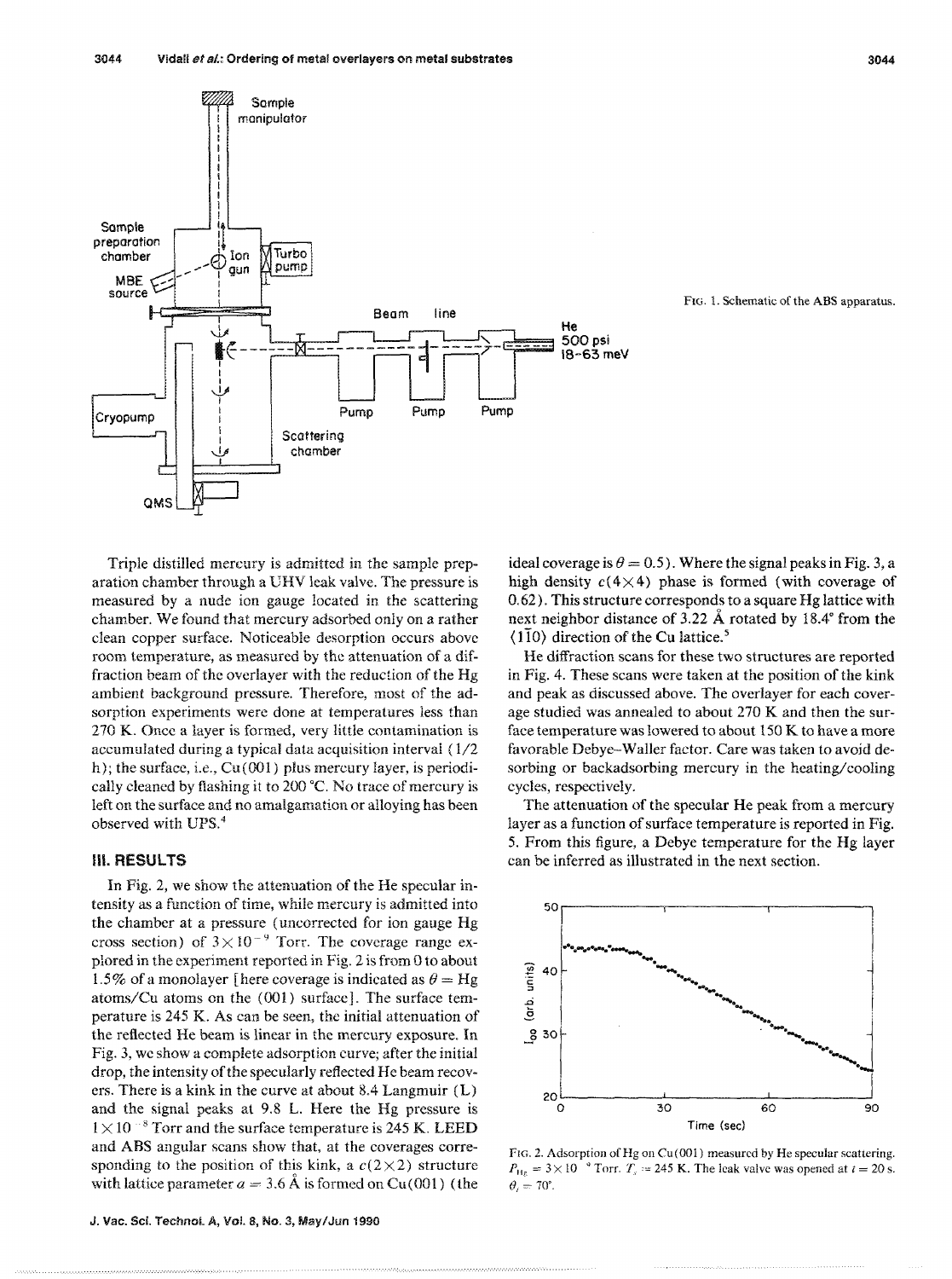FIG. 1. Schematic of the ABS apparatus.

Triple distilled mercury is admitted in the sample preparation chamber through a UHV leak valve. The pressure is measured by a nude ion gauge located in the scattering chamber. We found that mercury adsorbed only on a rather clean copper surface. Noticeable desorption occurs above room temperature, as measured by the attenuation of a diffraction beam of the overlayer with the reduction of the Hg ambient background pressure. Therefore, most of the adsorption experiments were done at temperatures less than 270 K. Once a layer is formed, very little contamination is accumulated during a typical data acquisition interval (1/2 h); the surface, i.e., Cu(001) plus mercury layer, is periodically cleaned by flashing it to 200 °C. No trace of mercury is left on the surface and no amalgamation or alloying has been observed with UPS.[4]

## III. RESULTS

In Fig. 2, we show the attenuation of the He specular intensity as a function of time, while mercury is admitted into the chamber at a pressure (uncorrected for ion gauge Hg cross section) of $3\times10^{-9}$ Torr. The coverage range explored in the experiment reported in Fig. 2 is from 0 to about 1.5% of a monolayer [here coverage is indicated as $\theta =$ Hg atoms/Cu atoms on the (001) surface]. The surface temperature is 245 K. As can be seen, the initial attenuation of the reflected He beam is linear in the mercury exposure. In Fig. 3, we show a complete adsorption curve; after the initial drop, the intensity of the specularly reflected He beam recovers. There is a kink in the curve at about 8.4 Langmuir (L) and the signal peaks at 9.8 L. Here the Hg pressure is $1\times10^{-8}$ Torr and the surface temperature is 245 K. LEED and ABS angular scans show that, at the coverages corresponding to the position of this kink, a $c(2\times2)$ structure with lattice parameter $a = 3.6$ Å is formed on Cu(001) (the ideal coverage is $\theta = 0.5$). Where the signal peaks in Fig. 3, a high density $c(4\times4)$ phase is formed (with coverage of 0.62). This structure corresponds to a square Hg lattice with next neighbor distance of 3.22 Å rotated by 18.4° from the $\langle 1\bar{1}0\rangle$ direction of the Cu lattice.[5]

He diffraction scans for these two structures are reported in Fig. 4. These scans were taken at the position of the kink and peak as discussed above. The overlayer for each coverage studied was annealed to about 270 K and then the surface temperature was lowered to about 150 K to have a more favorable Debye–Waller factor. Care was taken to avoid desorbing or backadsorbing mercury in the heating/cooling cycles, respectively.

The attenuation of the specular He peak from a mercury layer as a function of surface temperature is reported in Fig. 5. From this figure, a Debye temperature for the Hg layer can be inferred as illustrated in the next section.

FIG. 2. Adsorption of Hg on Cu(001) measured by He specular scattering. $P_{Hg} = 3\times10^{-9}$ Torr. $T_s = 245$ K. The leak valve was opened at $t = 20$ s. $\theta_i = 70°$.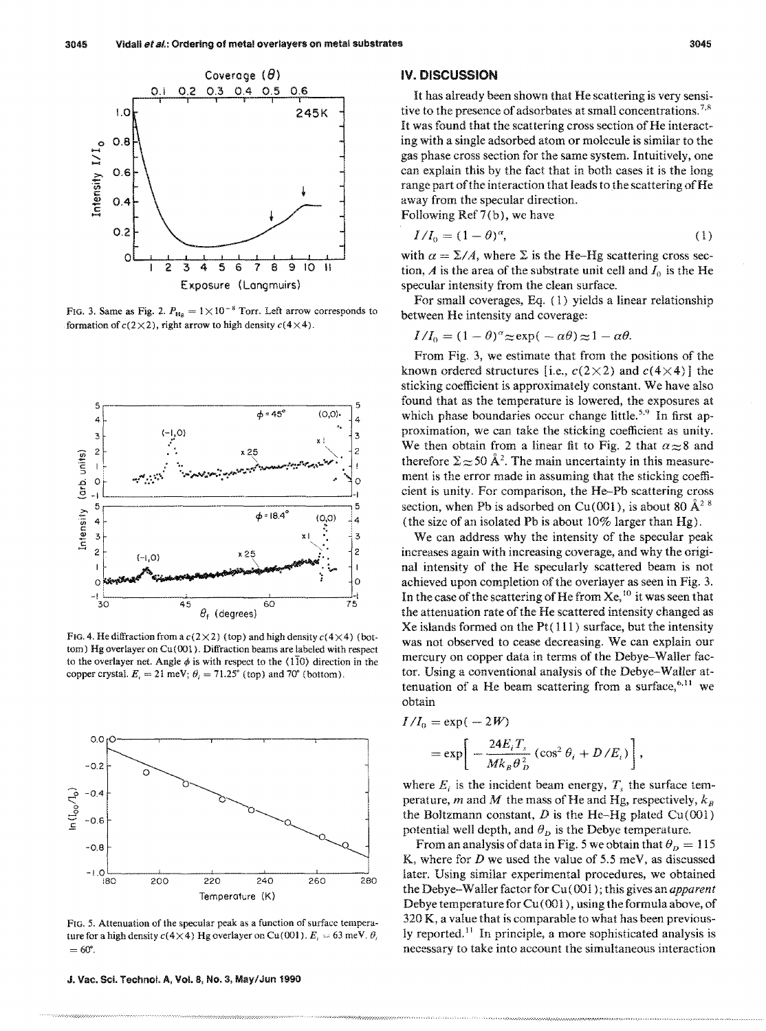FIG. 3. Same as Fig. 2. $P_{Hg} = 1\times10^{-8}$ Torr. Left arrow corresponds to formation of $c(2\times2)$, right arrow to high density $c(4\times4)$.

FIG. 4. He diffraction from a $c(2\times2)$ (top) and high density $c(4\times4)$ (bottom) Hg overlayer on Cu(001). Diffraction beams are labeled with respect to the overlayer net. Angle $\phi$ is with respect to the $\langle 1\bar{1}0\rangle$ direction in the copper crystal. $E_i = 21$ meV; $\theta_i = 71.25°$ (top) and 70° (bottom).

FIG. 5. Attenuation of the specular peak as a function of surface temperature for a high density $c(4\times4)$ Hg overlayer on Cu(001). $E_i = 63$ meV, $\theta_i = 60°$.

## IV. DISCUSSION

It has already been shown that He scattering is very sensitive to the presence of adsorbates at small concentrations.[7,8] It was found that the scattering cross section of He interacting with a single adsorbed atom or molecule is similar to the gas phase cross section for the same system. Intuitively, one can explain this by the fact that in both cases it is the long range part of the interaction that leads to the scattering of He away from the specular direction.

Following Ref 7(b), we have

$$I/I_0 = (1-\theta)^{\alpha}, \tag{1}$$

with $\alpha = \Sigma/A$, where $\Sigma$ is the He–Hg scattering cross section, $A$ is the area of the substrate unit cell and $I_0$ is the He specular intensity from the clean surface.

For small coverages, Eq. (1) yields a linear relationship between He intensity and coverage:

$$I/I_0 = (1-\theta)^{\alpha} \approx \exp(-\alpha\theta) \approx 1 - \alpha\theta.$$

From Fig. 3, we estimate that from the positions of the known ordered structures [i.e., $c(2\times2)$ and $c(4\times4)$] the sticking coefficient is approximately constant. We have also found that as the temperature is lowered, the exposures at which phase boundaries occur change little.[5,9] In first approximation, we can take the sticking coefficient as unity. We then obtain from a linear fit to Fig. 2 that $\alpha \approx 8$ and therefore $\Sigma \approx 50$ Å$^2$. The main uncertainty in this measurement is the error made in assuming that the sticking coefficient is unity. For comparison, the He–Pb scattering cross section, when Pb is adsorbed on Cu(001), is about 80 Å$^2$ [8] (the size of an isolated Pb is about 10% larger than Hg).

We can address why the intensity of the specular peak increases again with increasing coverage, and why the original intensity of the He specularly scattered beam is not achieved upon completion of the overlayer as seen in Fig. 3. In the case of the scattering of He from Xe,[10] it was seen that the attenuation rate of the He scattered intensity changed as Xe islands formed on the Pt(111) surface, but the intensity was not observed to cease decreasing. We can explain our mercury on copper data in terms of the Debye–Waller factor. Using a conventional analysis of the Debye–Waller attenuation of a He beam scattering from a surface,[6,11] we obtain

$$I/I_0 = \exp(-2W)$$

$$= \exp\left[-\frac{24E_i T_s}{Mk_B\theta_D^2}(\cos^2\theta_i + D/E_i)\right],$$

where $E_i$ is the incident beam energy, $T_s$ the surface temperature, $m$ and $M$ the mass of He and Hg, respectively, $k_B$ the Boltzmann constant, $D$ is the He–Hg plated Cu(001) potential well depth, and $\theta_D$ is the Debye temperature.

From an analysis of data in Fig. 5 we obtain that $\theta_D = 115$ K, where for $D$ we used the value of 5.5 meV, as discussed later. Using similar experimental procedures, we obtained the Debye–Waller factor for Cu(001); this gives an *apparent* Debye temperature for Cu(001), using the formula above, of 320 K, a value that is comparable to what has been previously reported.[11] In principle, a more sophisticated analysis is necessary to take into account the simultaneous interaction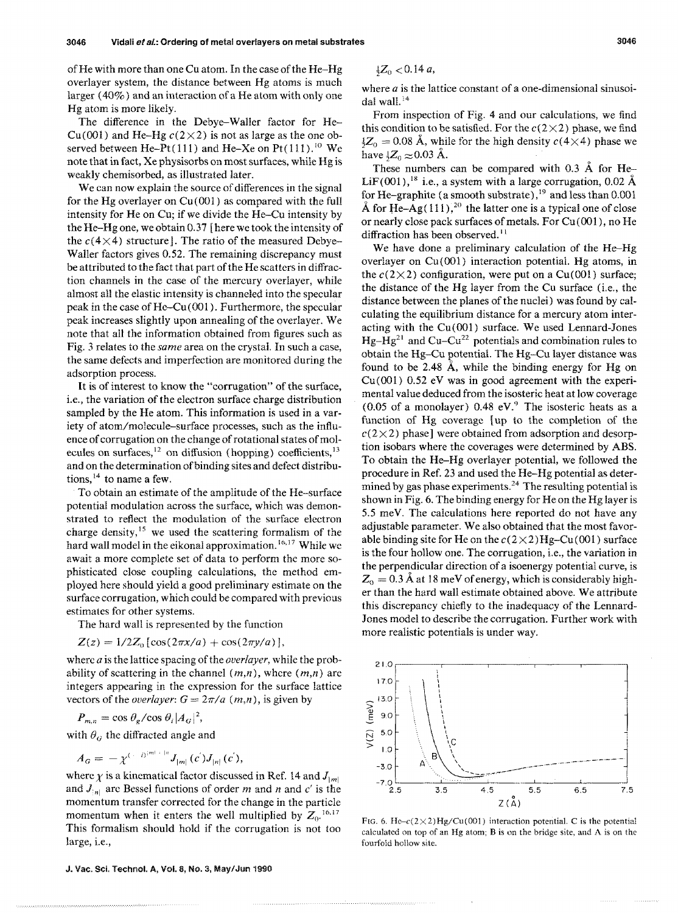of He with more than one Cu atom. In the case of the He–Hg overlayer system, the distance between Hg atoms is much larger (40%) and an interaction of a He atom with only one Hg atom is more likely.

The difference in the Debye–Waller factor for He–Cu(001) and He–Hg $c(2\times2)$ is not as large as the one observed between He–Pt(111) and He–Xe on Pt(111).[10] We note that in fact, Xe physisorbs on most surfaces, while Hg is weakly chemisorbed, as illustrated later.

We can now explain the source of differences in the signal for the Hg overlayer on Cu(001) as compared with the full intensity for He on Cu; if we divide the He–Cu intensity by the He–Hg one, we obtain 0.37 [here we took the intensity of the $c(4\times4)$ structure]. The ratio of the measured Debye–Waller factors gives 0.52. The remaining discrepancy must be attributed to the fact that part of the He scatters in diffraction channels in the case of the mercury overlayer, while almost all the elastic intensity is channeled into the specular peak in the case of He–Cu(001). Furthermore, the specular peak increases slightly upon annealing of the overlayer. We note that all the information obtained from figures such as Fig. 3 relates to the *same* area on the crystal. In such a case, the same defects and imperfection are monitored during the adsorption process.

It is of interest to know the "corrugation" of the surface, i.e., the variation of the electron surface charge distribution sampled by the He atom. This information is used in a variety of atom/molecule–surface processes, such as the influence of corrugation on the change of rotational states of molecules on surfaces,[12] on diffusion (hopping) coefficients,[13] and on the determination of binding sites and defect distributions,[14] to name a few.

To obtain an estimate of the amplitude of the He–surface potential modulation across the surface, which was demonstrated to reflect the modulation of the surface electron charge density,[15] we used the scattering formalism of the hard wall model in the eikonal approximation.[16,17] While we await a more complete set of data to perform the more sophisticated close coupling calculations, the method employed here should yield a good preliminary estimate on the surface corrugation, which could be compared with previous estimates for other systems.

The hard wall is represented by the function

$$Z(z) = 1/2Z_0[\cos(2\pi x/a) + \cos(2\pi y/a)],$$

where $a$ is the lattice spacing of the *overlayer*, while the probability of scattering in the channel $(m,n)$, where $(m,n)$ are integers appearing in the expression for the surface lattice vectors of the *overlayer*: $G = 2\pi/a\ (m,n)$, is given by

$$P_{m,n} = \cos\theta_g/\cos\theta_i |A_G|^2,$$

with $\theta_G$ the diffracted angle and

$$A_G = -\chi^{(-i)^{|m|+|n|}} J_{|m|}(c')J_{|n|}(c'),$$

where $\chi$ is a kinematical factor discussed in Ref. 14 and $J_{|m|}$ and $J_{|n|}$ are Bessel functions of order $m$ and $n$ and $c'$ is the momentum transfer corrected for the change in the particle momentum when it enters the well multiplied by $Z_0$.[16,17] This formalism should hold if the corrugation is not too large, i.e.,

$$\tfrac{1}{2}Z_0 < 0.14\,a,$$

where $a$ is the lattice constant of a one-dimensional sinusoidal wall.[14]

From inspection of Fig. 4 and our calculations, we find this condition to be satisfied. For the $c(2\times2)$ phase, we find $\frac{1}{2}Z_0 = 0.08$ Å, while for the high density $c(4\times4)$ phase we have $\frac{1}{2}Z_0 \approx 0.03$ Å.

These numbers can be compared with 0.3 Å for He–LiF(001),[18] i.e., a system with a large corrugation, 0.02 Å for He–graphite (a smooth substrate),[19] and less than 0.001 Å for He–Ag(111),[20] the latter one is a typical one of close or nearly close pack surfaces of metals. For Cu(001), no He diffraction has been observed.[11]

We have done a preliminary calculation of the He–Hg overlayer on Cu(001) interaction potential. Hg atoms, in the $c(2\times2)$ configuration, were put on a Cu(001) surface; the distance of the Hg layer from the Cu surface (i.e., the distance between the planes of the nuclei) was found by calculating the equilibrium distance for a mercury atom interacting with the Cu(001) surface. We used Lennard-Jones Hg–Hg[21] and Cu–Cu[22] potentials and combination rules to obtain the Hg–Cu potential. The Hg–Cu layer distance was found to be 2.48 Å, while the binding energy for Hg on Cu(001) 0.52 eV was in good agreement with the experimental value deduced from the isosteric heat at low coverage (0.05 of a monolayer) 0.48 eV.[9] The isosteric heats as a function of Hg coverage [up to the completion of the $c(2\times2)$ phase] were obtained from adsorption and desorption isobars where the coverages were determined by ABS. To obtain the He–Hg overlayer potential, we followed the procedure in Ref. 23 and used the He–Hg potential as determined by gas phase experiments.[24] The resulting potential is shown in Fig. 6. The binding energy for He on the Hg layer is 5.5 meV. The calculations here reported do not have any adjustable parameter. We also obtained that the most favorable binding site for He on the $c(2\times2)$Hg–Cu(001) surface is the four hollow one. The corrugation, i.e., the variation in the perpendicular direction of a isoenergy potential curve, is $Z_0 = 0.3$ Å at 18 meV of energy, which is considerably higher than the hard wall estimate obtained above. We attribute this discrepancy chiefly to the inadequacy of the Lennard-Jones model to describe the corrugation. Further work with more realistic potentials is under way.

FIG. 6. He–$c(2\times2)$Hg/Cu(001) interaction potential. C is the potential calculated on top of an Hg atom; B is on the bridge site, and A is on the fourfold hollow site.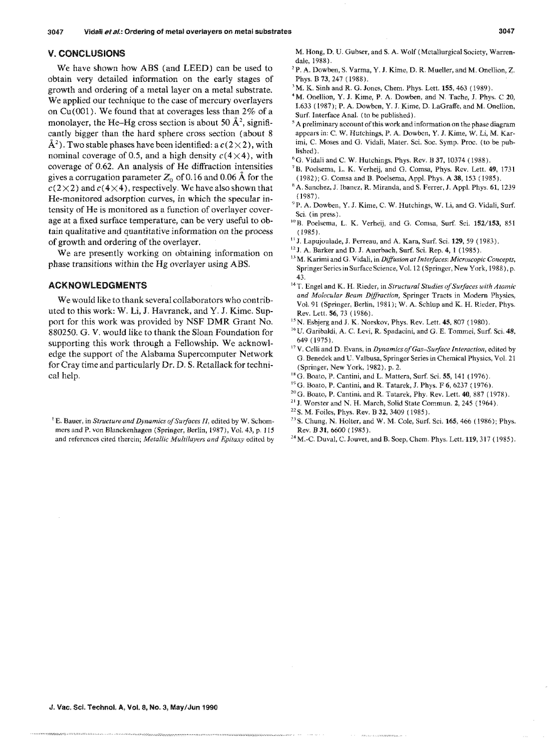## V. CONCLUSIONS

We have shown how ABS (and LEED) can be used to obtain very detailed information on the early stages of growth and ordering of a metal layer on a metal substrate. We applied our technique to the case of mercury overlayers on Cu(001). We found that at coverages less than 2% of a monolayer, the He–Hg cross section is about 50 Å$^2$, significantly bigger than the hard sphere cross section (about 8 Å$^2$). Two stable phases have been identified: a $c(2\times2)$, with nominal coverage of 0.5, and a high density $c(4\times4)$, with coverage of 0.62. An analysis of He diffraction intensities gives a corrugation parameter $Z_0$ of 0.16 and 0.06 Å for the $c(2\times2)$ and $c(4\times4)$, respectively. We have also shown that He-monitored adsorption curves, in which the specular intensity of He is monitored as a function of overlayer coverage at a fixed surface temperature, can be very useful to obtain qualitative and quantitative information on the process of growth and ordering of the overlayer.

We are presently working on obtaining information on phase transitions within the Hg overlayer using ABS.

## ACKNOWLEDGMENTS

We would like to thank several collaborators who contributed to this work: W. Li, J. Havranek, and Y. J. Kime. Support for this work was provided by NSF DMR Grant No. 880250. G. V. would like to thank the Sloan Foundation for supporting this work through a Fellowship. We acknowledge the support of the Alabama Supercomputer Network for Cray time and particularly Dr. D. S. Retallack for technical help.

[1] E. Bauer, in *Structure and Dynamics of Surfaces II*, edited by W. Schommers and P. von Blanckenhagen (Springer, Berlin, 1987), Vol. 43, p. 115 and references cited therein; *Metallic Multilayers and Epitaxy* edited by M. Hong, D. U. Gubser, and S. A. Wolf (Metallurgical Society, Warrendale, 1988).

[2] P. A. Dowben, S. Varma, Y. J. Kime, D. R. Mueller, and M. Onellion, Z. Phys. B **73**, 247 (1988).

[3] M. K. Sinh and R. G. Jones, Chem. Phys. Lett. **155**, 463 (1989).

[4] M. Onellion, Y. J. Kime, P. A. Dowben, and N. Tache, J. Phys. C **20**, L633 (1987); P. A. Dowben, Y. J. Kime, D. LaGraffe, and M. Onellion, Surf. Interface Anal. (to be published).

[5] A preliminary account of this work and information on the phase diagram appears in: C. W. Hutchings, P. A. Dowben, Y. J. Kime, W. Li, M. Karimi, C. Moses and G. Vidali, Mater. Sci. Soc. Symp. Proc. (to be published).

[6] G. Vidali and C. W. Hutchings, Phys. Rev. B **37**, 10374 (1988).

[7] B. Poelsema, L. K. Verheij, and G. Comsa, Phys. Rev. Lett. **49**, 1731 (1982); G. Comsa and B. Poelsema, Appl. Phys. A **38**, 153 (1985).

[8] A. Sanchez, J. Ibanez, R. Miranda, and S. Ferrer, J. Appl. Phys. **61**, 1239 (1987).

[9] P. A. Dowben, Y. J. Kime, C. W. Hutchings, W. Li, and G. Vidali, Surf. Sci. (in press).

[10] B. Poelsema, L. K. Verheij, and G. Comsa, Surf. Sci. **152/153**, 851 (1985).

[11] J. Lapujoulade, J. Perreau, and A. Kara, Surf. Sci. **129**, 59 (1983).

[12] J. A. Barker and D. J. Auerbach, Surf. Sci. Rep. **4**, 1 (1985).

[13] M. Karimi and G. Vidali, in *Diffusion at Interfaces: Microscopic Concepts*, Springer Series in Surface Science, Vol. 12 (Springer, New York, 1988), p. 43.

[14] T. Engel and K. H. Rieder, in *Structural Studies of Surfaces with Atomic and Molecular Beam Diffraction*, Springer Tracts in Modern Physics, Vol. 91 (Springer, Berlin, 1981); W. A. Schlup and K. H. Rieder, Phys. Rev. Lett. **56**, 73 (1986).

[15] N. Esbjerg and J. K. Norskov, Phys. Rev. Lett. **45**, 807 (1980).

[16] U. Garibaldi, A. C. Levi, R. Spadacini, and G. E. Tommei, Surf. Sci. **48**, 649 (1975).

[17] V. Celli and D. Evans, in *Dynamics of Gas–Surface Interaction*, edited by G. Benedek and U. Valbusa, Springer Series in Chemical Physics, Vol. 21 (Springer, New York, 1982), p. 2.

[18] G. Boato, P. Cantini, and L. Mattera, Surf. Sci. **55**, 141 (1976).

[19] G. Boato, P. Cantini, and R. Tatarek, J. Phys. F **6**, 6237 (1976).

[20] G. Boato, P. Cantini, and R. Tatarek, Phy. Rev. Lett. **40**, 887 (1978).

[21] J. Worster and N. H. March, Solid State Commun. **2**, 245 (1964).

[22] S. M. Foiles, Phys. Rev. B **32**, 3409 (1985).

[23] S. Chung, N. Holter, and W. M. Cole, Surf. Sci. **165**, 466 (1986); Phys. Rev. B **31**, 6600 (1985).

[24] M.-C. Duval, C. Jouvet, and B. Soep, Chem. Phys. Lett. **119**, 317 (1985).